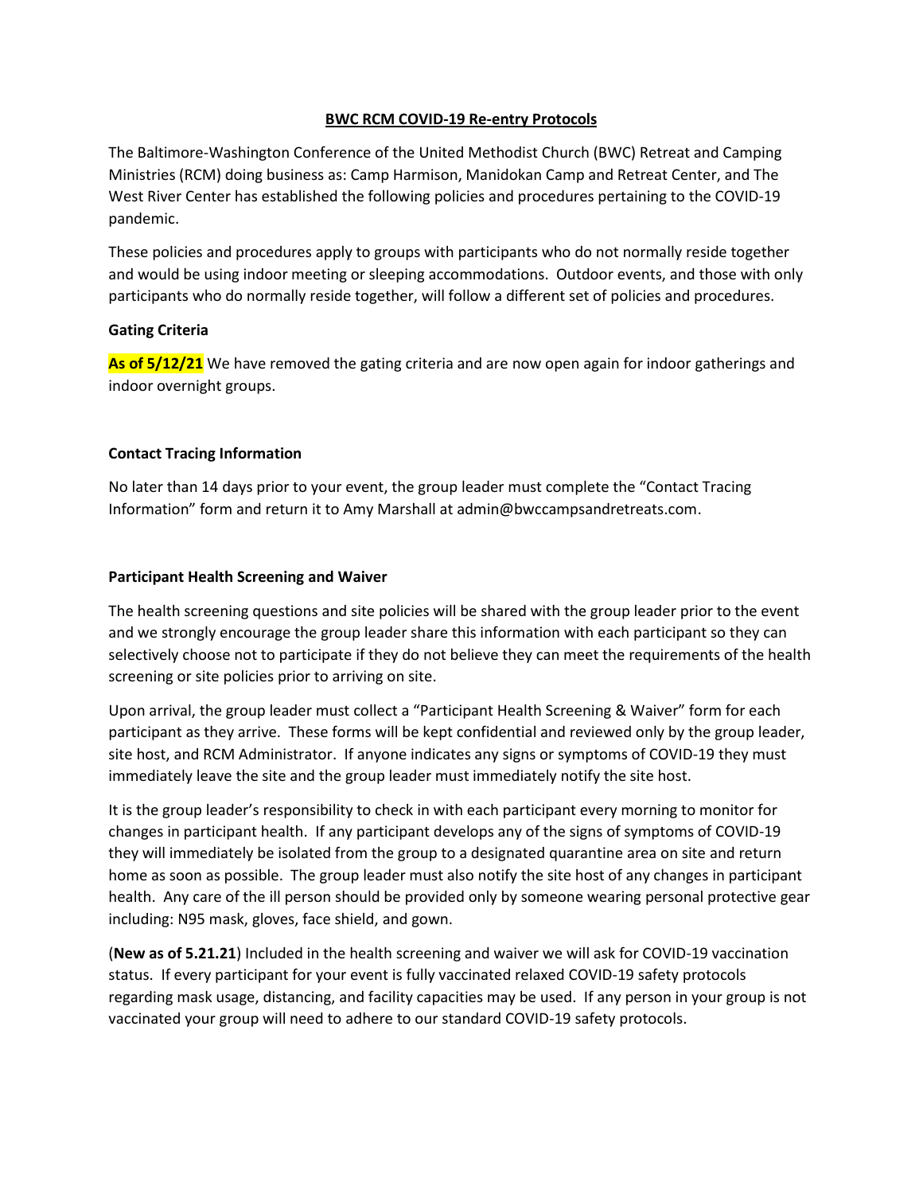# BWC RCM COVID-19 Re-entry Protocols

The Baltimore-Washington Conference of the United Methodist Church (BWC) Retreat and Camping Ministries (RCM) doing business as: Camp Harmison, Manidokan Camp and Retreat Center, and The West River Center has established the following policies and procedures pertaining to the COVID-19 pandemic.

These policies and procedures apply to groups with participants who do not normally reside together and would be using indoor meeting or sleeping accommodations. Outdoor events, and those with only participants who do normally reside together, will follow a different set of policies and procedures.

## Gating Criteria

**As of 5/12/21** We have removed the gating criteria and are now open again for indoor gatherings and indoor overnight groups.

## Contact Tracing Information

No later than 14 days prior to your event, the group leader must complete the "Contact Tracing Information" form and return it to Amy Marshall at admin@bwccampsandretreats.com.

## Participant Health Screening and Waiver

The health screening questions and site policies will be shared with the group leader prior to the event and we strongly encourage the group leader share this information with each participant so they can selectively choose not to participate if they do not believe they can meet the requirements of the health screening or site policies prior to arriving on site.

Upon arrival, the group leader must collect a "Participant Health Screening & Waiver" form for each participant as they arrive. These forms will be kept confidential and reviewed only by the group leader, site host, and RCM Administrator. If anyone indicates any signs or symptoms of COVID-19 they must immediately leave the site and the group leader must immediately notify the site host.

It is the group leader's responsibility to check in with each participant every morning to monitor for changes in participant health. If any participant develops any of the signs of symptoms of COVID-19 they will immediately be isolated from the group to a designated quarantine area on site and return home as soon as possible. The group leader must also notify the site host of any changes in participant health. Any care of the ill person should be provided only by someone wearing personal protective gear including: N95 mask, gloves, face shield, and gown.

(**New as of 5.21.21**) Included in the health screening and waiver we will ask for COVID-19 vaccination status. If every participant for your event is fully vaccinated relaxed COVID-19 safety protocols regarding mask usage, distancing, and facility capacities may be used. If any person in your group is not vaccinated your group will need to adhere to our standard COVID-19 safety protocols.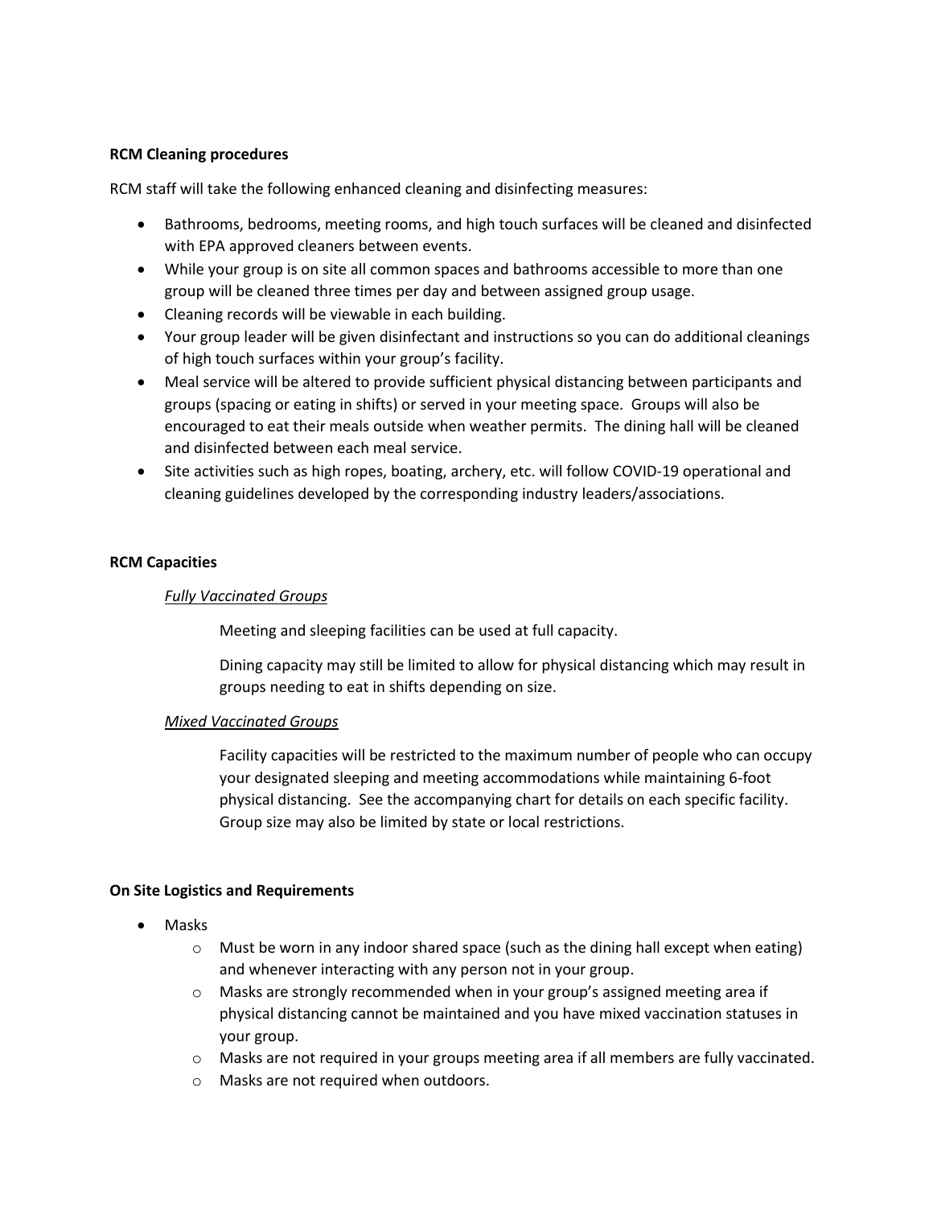**RCM Cleaning procedures**

RCM staff will take the following enhanced cleaning and disinfecting measures:

- Bathrooms, bedrooms, meeting rooms, and high touch surfaces will be cleaned and disinfected with EPA approved cleaners between events.
- While your group is on site all common spaces and bathrooms accessible to more than one group will be cleaned three times per day and between assigned group usage.
- Cleaning records will be viewable in each building.
- Your group leader will be given disinfectant and instructions so you can do additional cleanings of high touch surfaces within your group's facility.
- Meal service will be altered to provide sufficient physical distancing between participants and groups (spacing or eating in shifts) or served in your meeting space. Groups will also be encouraged to eat their meals outside when weather permits. The dining hall will be cleaned and disinfected between each meal service.
- Site activities such as high ropes, boating, archery, etc. will follow COVID-19 operational and cleaning guidelines developed by the corresponding industry leaders/associations.

**RCM Capacities**

*Fully Vaccinated Groups*

Meeting and sleeping facilities can be used at full capacity.

Dining capacity may still be limited to allow for physical distancing which may result in groups needing to eat in shifts depending on size.

*Mixed Vaccinated Groups*

Facility capacities will be restricted to the maximum number of people who can occupy your designated sleeping and meeting accommodations while maintaining 6-foot physical distancing. See the accompanying chart for details on each specific facility. Group size may also be limited by state or local restrictions.

**On Site Logistics and Requirements**

- Masks
  - Must be worn in any indoor shared space (such as the dining hall except when eating) and whenever interacting with any person not in your group.
  - Masks are strongly recommended when in your group's assigned meeting area if physical distancing cannot be maintained and you have mixed vaccination statuses in your group.
  - Masks are not required in your groups meeting area if all members are fully vaccinated.
  - Masks are not required when outdoors.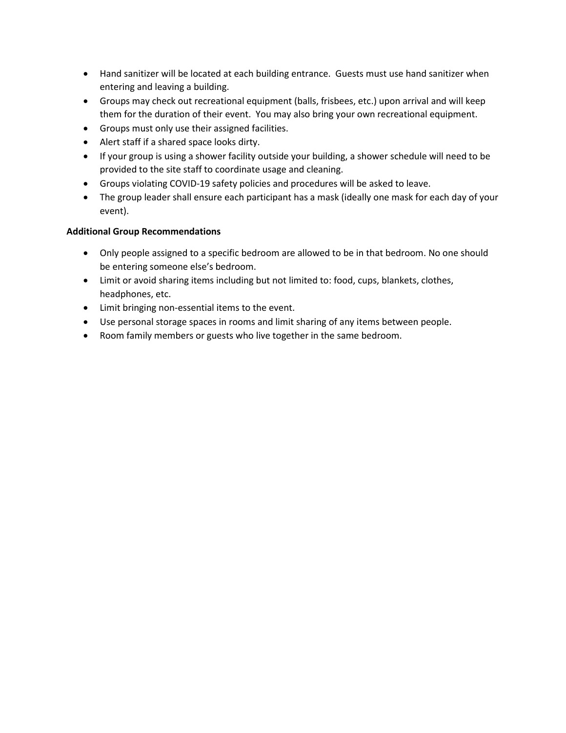- Hand sanitizer will be located at each building entrance. Guests must use hand sanitizer when entering and leaving a building.
- Groups may check out recreational equipment (balls, frisbees, etc.) upon arrival and will keep them for the duration of their event. You may also bring your own recreational equipment.
- Groups must only use their assigned facilities.
- Alert staff if a shared space looks dirty.
- If your group is using a shower facility outside your building, a shower schedule will need to be provided to the site staff to coordinate usage and cleaning.
- Groups violating COVID-19 safety policies and procedures will be asked to leave.
- The group leader shall ensure each participant has a mask (ideally one mask for each day of your event).

**Additional Group Recommendations**

- Only people assigned to a specific bedroom are allowed to be in that bedroom. No one should be entering someone else's bedroom.
- Limit or avoid sharing items including but not limited to: food, cups, blankets, clothes, headphones, etc.
- Limit bringing non-essential items to the event.
- Use personal storage spaces in rooms and limit sharing of any items between people.
- Room family members or guests who live together in the same bedroom.